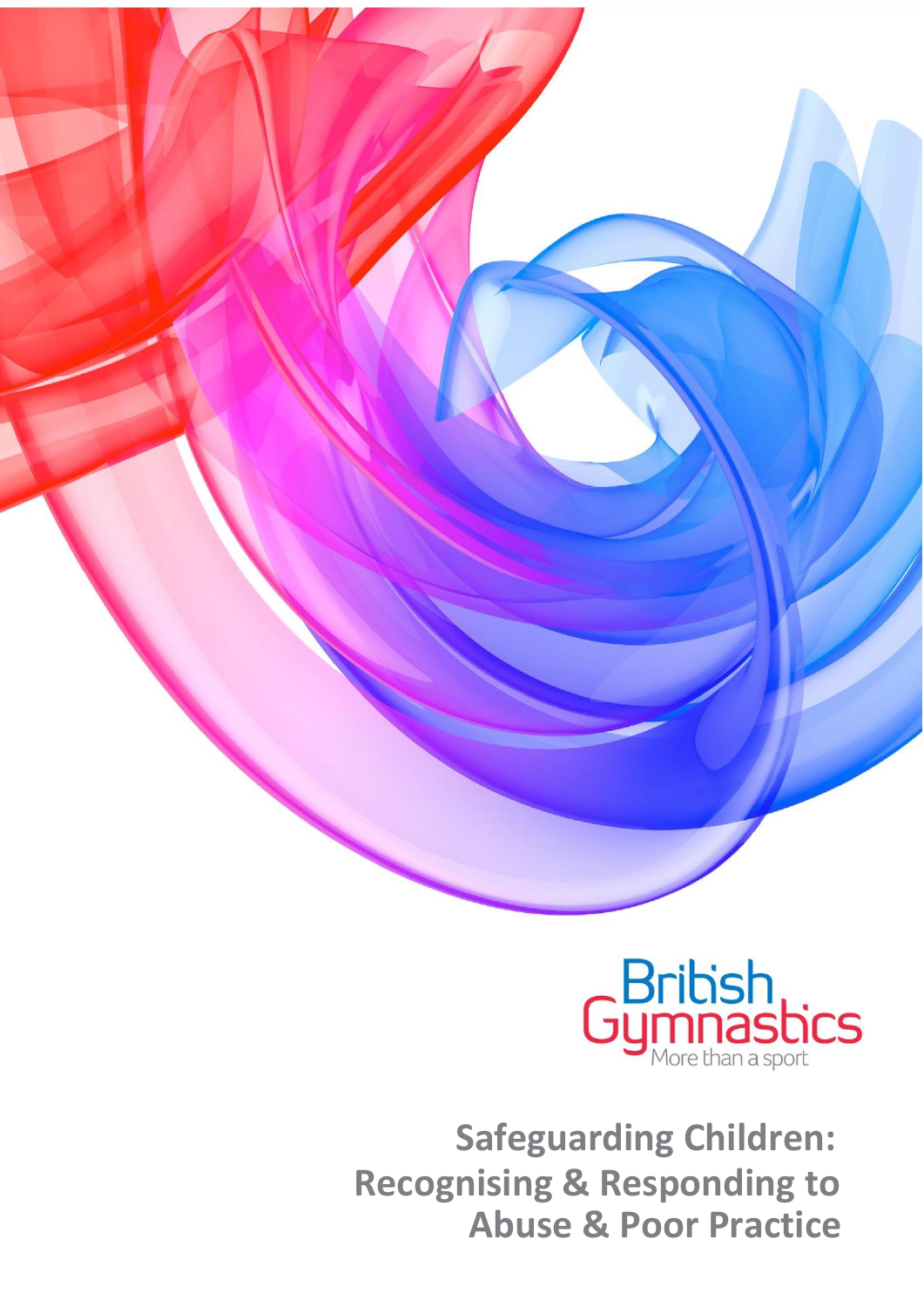British Gymnastics

More than a sport

# Safeguarding Children: Recognising & Responding to Abuse & Poor Practice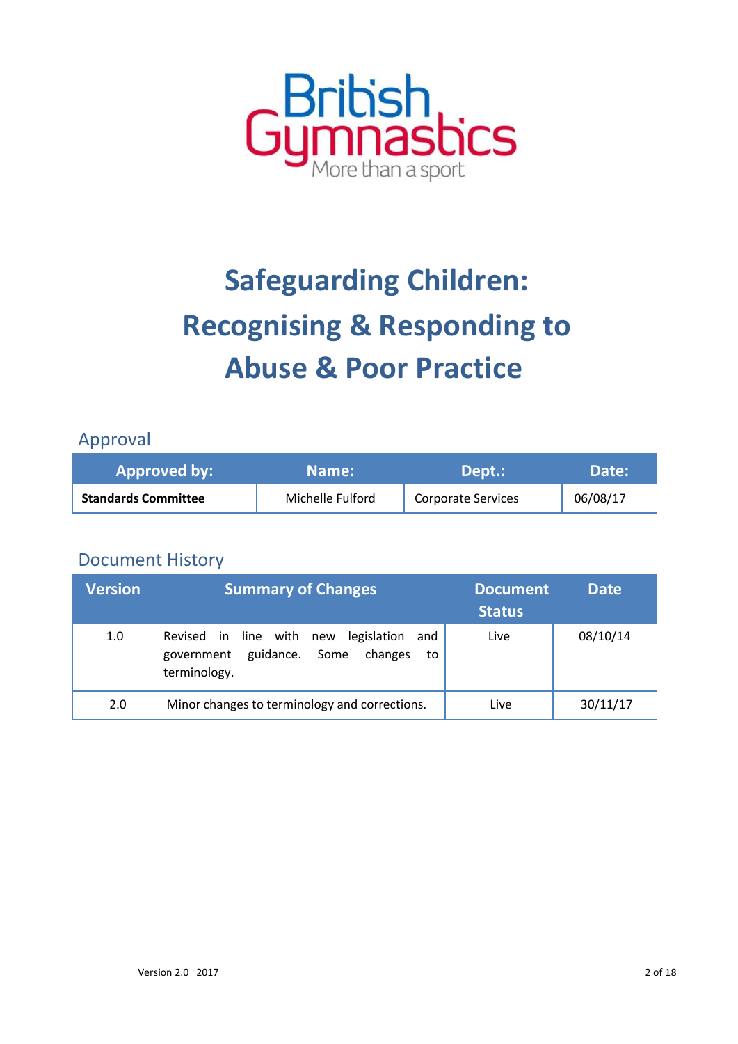# Safeguarding Children: Recognising & Responding to Abuse & Poor Practice

## Approval

| Approved by: | Name: | Dept.: | Date: |
|---|---|---|---|
| **Standards Committee** | Michelle Fulford | Corporate Services | 06/08/17 |

## Document History

| Version | Summary of Changes | Document Status | Date |
|---|---|---|---|
| 1.0 | Revised in line with new legislation and government guidance. Some changes to terminology. | Live | 08/10/14 |
| 2.0 | Minor changes to terminology and corrections. | Live | 30/11/17 |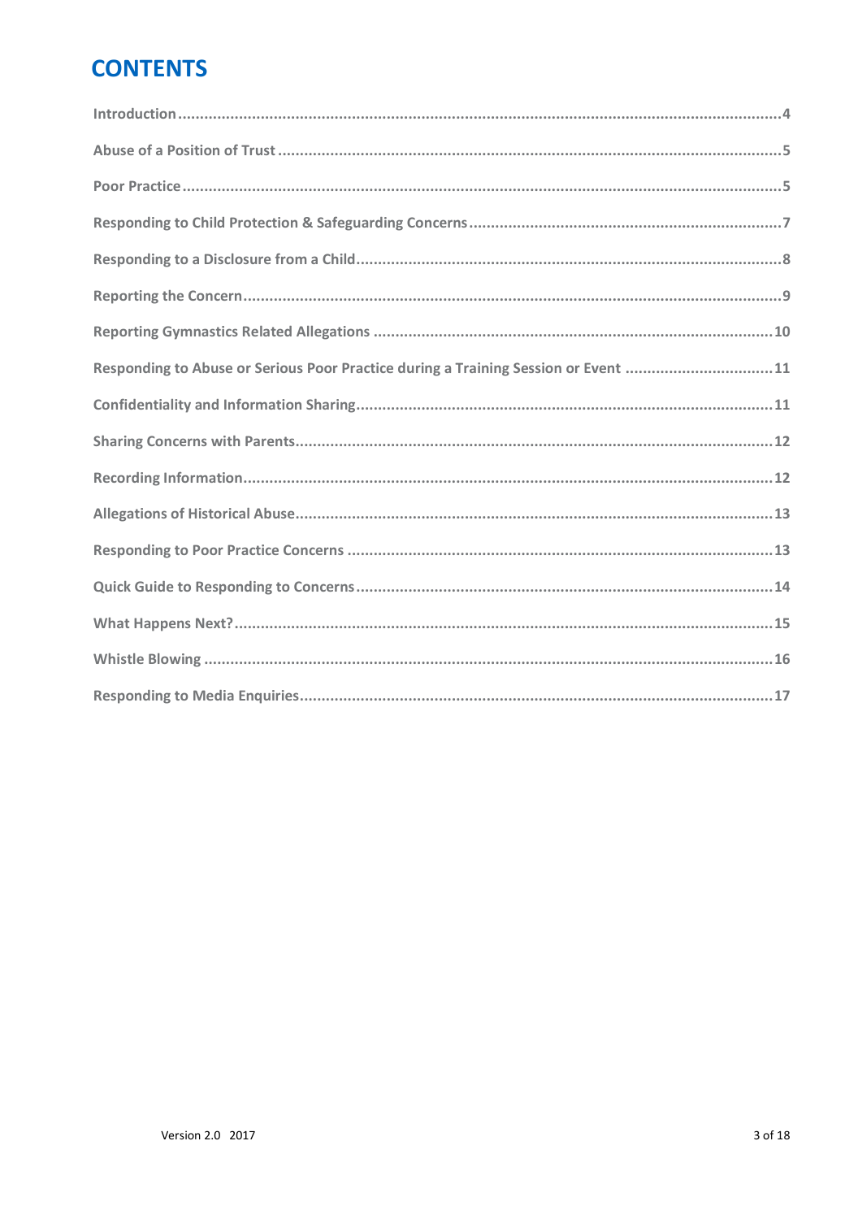# CONTENTS

Introduction .......... 4

Abuse of a Position of Trust .......... 5

Poor Practice .......... 5

Responding to Child Protection & Safeguarding Concerns .......... 7

Responding to a Disclosure from a Child .......... 8

Reporting the Concern .......... 9

Reporting Gymnastics Related Allegations .......... 10

Responding to Abuse or Serious Poor Practice during a Training Session or Event .......... 11

Confidentiality and Information Sharing .......... 11

Sharing Concerns with Parents .......... 12

Recording Information .......... 12

Allegations of Historical Abuse .......... 13

Responding to Poor Practice Concerns .......... 13

Quick Guide to Responding to Concerns .......... 14

What Happens Next? .......... 15

Whistle Blowing .......... 16

Responding to Media Enquiries .......... 17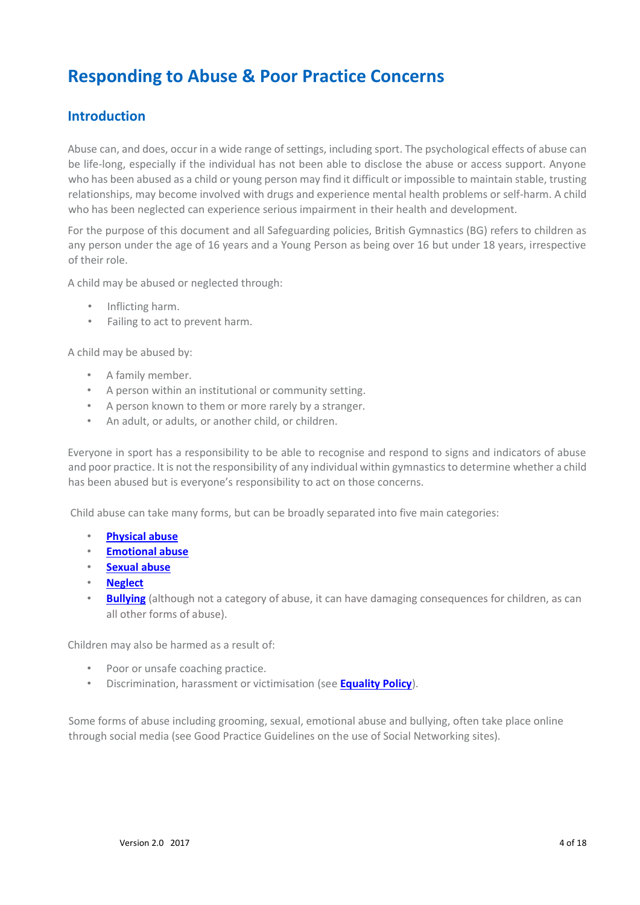# Responding to Abuse & Poor Practice Concerns

## Introduction

Abuse can, and does, occur in a wide range of settings, including sport. The psychological effects of abuse can be life-long, especially if the individual has not been able to disclose the abuse or access support. Anyone who has been abused as a child or young person may find it difficult or impossible to maintain stable, trusting relationships, may become involved with drugs and experience mental health problems or self-harm. A child who has been neglected can experience serious impairment in their health and development.

For the purpose of this document and all Safeguarding policies, British Gymnastics (BG) refers to children as any person under the age of 16 years and a Young Person as being over 16 but under 18 years, irrespective of their role.

A child may be abused or neglected through:

- Inflicting harm.
- Failing to act to prevent harm.

A child may be abused by:

- A family member.
- A person within an institutional or community setting.
- A person known to them or more rarely by a stranger.
- An adult, or adults, or another child, or children.

Everyone in sport has a responsibility to be able to recognise and respond to signs and indicators of abuse and poor practice. It is not the responsibility of any individual within gymnastics to determine whether a child has been abused but is everyone's responsibility to act on those concerns.

Child abuse can take many forms, but can be broadly separated into five main categories:

- **Physical abuse**
- **Emotional abuse**
- **Sexual abuse**
- **Neglect**
- **Bullying** (although not a category of abuse, it can have damaging consequences for children, as can all other forms of abuse).

Children may also be harmed as a result of:

- Poor or unsafe coaching practice.
- Discrimination, harassment or victimisation (see **Equality Policy**).

Some forms of abuse including grooming, sexual, emotional abuse and bullying, often take place online through social media (see Good Practice Guidelines on the use of Social Networking sites).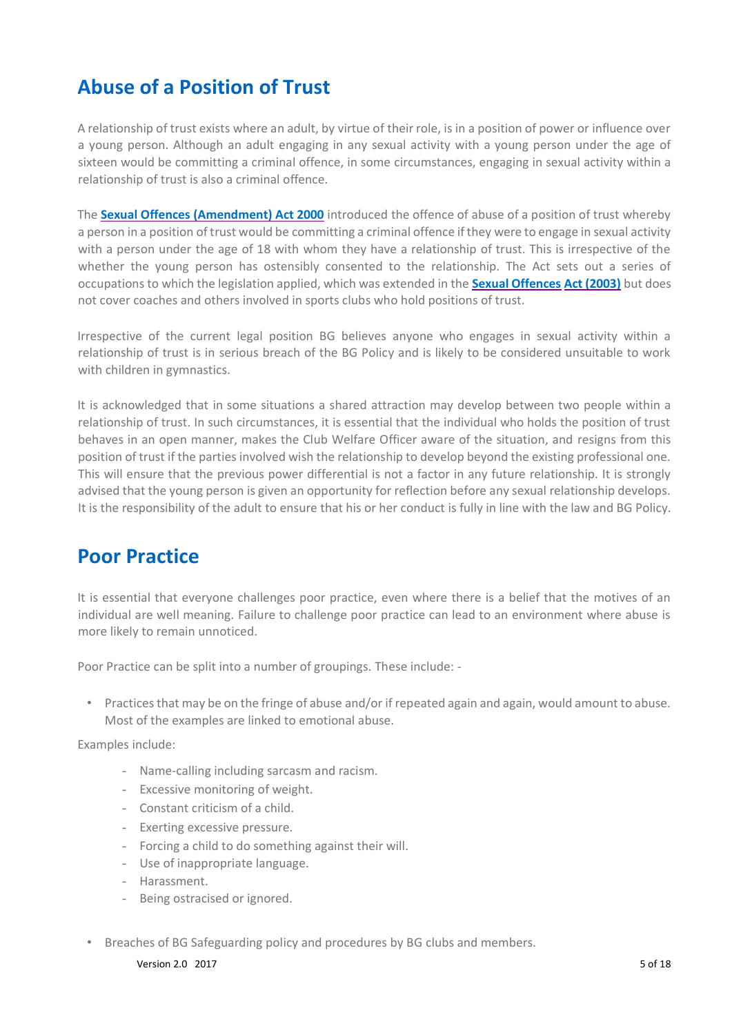## Abuse of a Position of Trust

A relationship of trust exists where an adult, by virtue of their role, is in a position of power or influence over a young person. Although an adult engaging in any sexual activity with a young person under the age of sixteen would be committing a criminal offence, in some circumstances, engaging in sexual activity within a relationship of trust is also a criminal offence.

The **Sexual Offences (Amendment) Act 2000** introduced the offence of abuse of a position of trust whereby a person in a position of trust would be committing a criminal offence if they were to engage in sexual activity with a person under the age of 18 with whom they have a relationship of trust. This is irrespective of the whether the young person has ostensibly consented to the relationship. The Act sets out a series of occupations to which the legislation applied, which was extended in the **Sexual Offences Act (2003)** but does not cover coaches and others involved in sports clubs who hold positions of trust.

Irrespective of the current legal position BG believes anyone who engages in sexual activity within a relationship of trust is in serious breach of the BG Policy and is likely to be considered unsuitable to work with children in gymnastics.

It is acknowledged that in some situations a shared attraction may develop between two people within a relationship of trust. In such circumstances, it is essential that the individual who holds the position of trust behaves in an open manner, makes the Club Welfare Officer aware of the situation, and resigns from this position of trust if the parties involved wish the relationship to develop beyond the existing professional one. This will ensure that the previous power differential is not a factor in any future relationship. It is strongly advised that the young person is given an opportunity for reflection before any sexual relationship develops. It is the responsibility of the adult to ensure that his or her conduct is fully in line with the law and BG Policy.

## Poor Practice

It is essential that everyone challenges poor practice, even where there is a belief that the motives of an individual are well meaning. Failure to challenge poor practice can lead to an environment where abuse is more likely to remain unnoticed.

Poor Practice can be split into a number of groupings. These include: -

- Practices that may be on the fringe of abuse and/or if repeated again and again, would amount to abuse. Most of the examples are linked to emotional abuse.

Examples include:

- Name-calling including sarcasm and racism.
- Excessive monitoring of weight.
- Constant criticism of a child.
- Exerting excessive pressure.
- Forcing a child to do something against their will.
- Use of inappropriate language.
- Harassment.
- Being ostracised or ignored.

- Breaches of BG Safeguarding policy and procedures by BG clubs and members.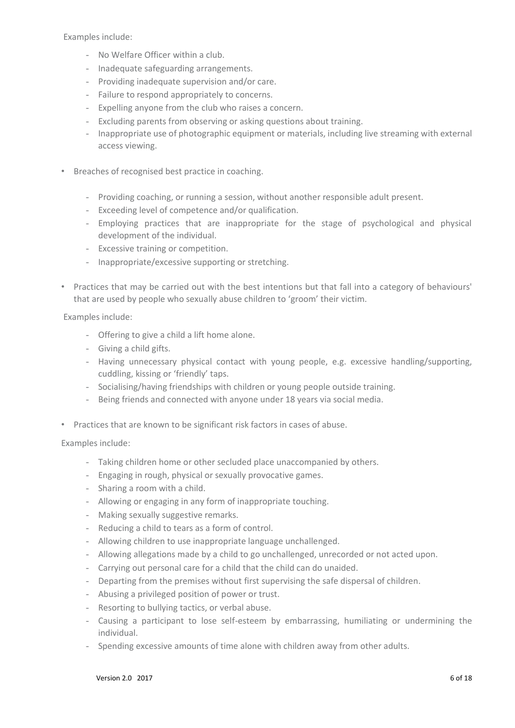Examples include:

- No Welfare Officer within a club.
- Inadequate safeguarding arrangements.
- Providing inadequate supervision and/or care.
- Failure to respond appropriately to concerns.
- Expelling anyone from the club who raises a concern.
- Excluding parents from observing or asking questions about training.
- Inappropriate use of photographic equipment or materials, including live streaming with external access viewing.

- Breaches of recognised best practice in coaching.

  - Providing coaching, or running a session, without another responsible adult present.
  - Exceeding level of competence and/or qualification.
  - Employing practices that are inappropriate for the stage of psychological and physical development of the individual.
  - Excessive training or competition.
  - Inappropriate/excessive supporting or stretching.

- Practices that may be carried out with the best intentions but that fall into a category of behaviours' that are used by people who sexually abuse children to 'groom' their victim.

Examples include:

- Offering to give a child a lift home alone.
- Giving a child gifts.
- Having unnecessary physical contact with young people, e.g. excessive handling/supporting, cuddling, kissing or 'friendly' taps.
- Socialising/having friendships with children or young people outside training.
- Being friends and connected with anyone under 18 years via social media.

- Practices that are known to be significant risk factors in cases of abuse.

Examples include:

- Taking children home or other secluded place unaccompanied by others.
- Engaging in rough, physical or sexually provocative games.
- Sharing a room with a child.
- Allowing or engaging in any form of inappropriate touching.
- Making sexually suggestive remarks.
- Reducing a child to tears as a form of control.
- Allowing children to use inappropriate language unchallenged.
- Allowing allegations made by a child to go unchallenged, unrecorded or not acted upon.
- Carrying out personal care for a child that the child can do unaided.
- Departing from the premises without first supervising the safe dispersal of children.
- Abusing a privileged position of power or trust.
- Resorting to bullying tactics, or verbal abuse.
- Causing a participant to lose self-esteem by embarrassing, humiliating or undermining the individual.
- Spending excessive amounts of time alone with children away from other adults.

Version 2.0 2017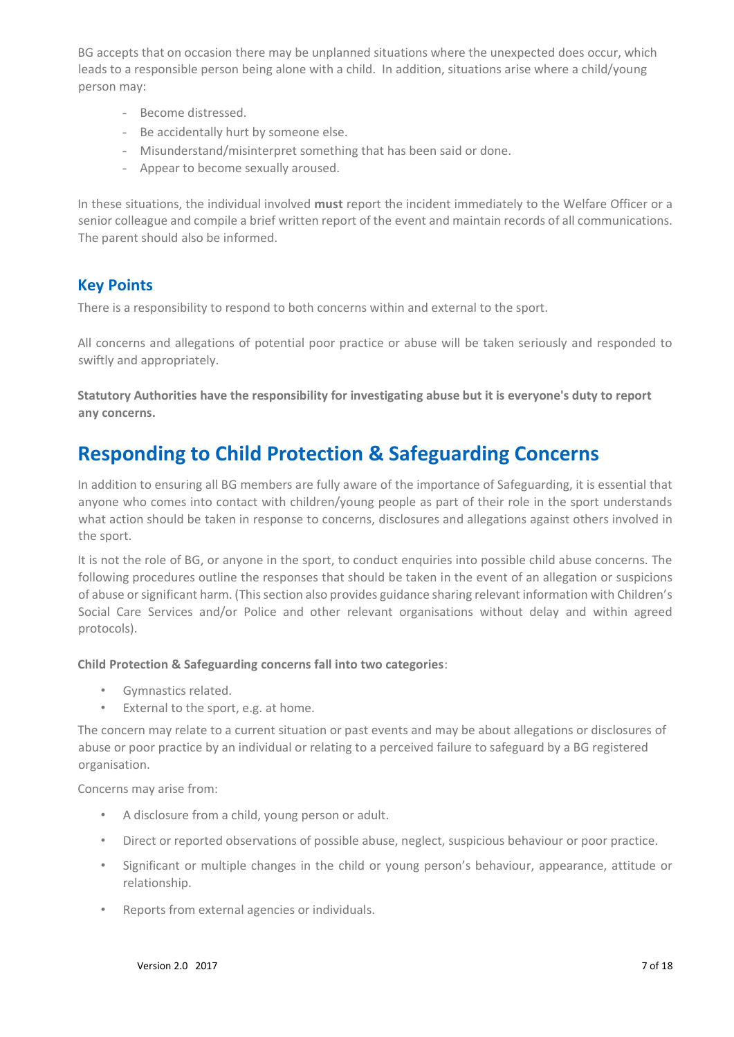BG accepts that on occasion there may be unplanned situations where the unexpected does occur, which leads to a responsible person being alone with a child. In addition, situations arise where a child/young person may:

- Become distressed.
- Be accidentally hurt by someone else.
- Misunderstand/misinterpret something that has been said or done.
- Appear to become sexually aroused.

In these situations, the individual involved **must** report the incident immediately to the Welfare Officer or a senior colleague and compile a brief written report of the event and maintain records of all communications. The parent should also be informed.

## Key Points

There is a responsibility to respond to both concerns within and external to the sport.

All concerns and allegations of potential poor practice or abuse will be taken seriously and responded to swiftly and appropriately.

**Statutory Authorities have the responsibility for investigating abuse but it is everyone's duty to report any concerns.**

# Responding to Child Protection & Safeguarding Concerns

In addition to ensuring all BG members are fully aware of the importance of Safeguarding, it is essential that anyone who comes into contact with children/young people as part of their role in the sport understands what action should be taken in response to concerns, disclosures and allegations against others involved in the sport.

It is not the role of BG, or anyone in the sport, to conduct enquiries into possible child abuse concerns. The following procedures outline the responses that should be taken in the event of an allegation or suspicions of abuse or significant harm. (This section also provides guidance sharing relevant information with Children's Social Care Services and/or Police and other relevant organisations without delay and within agreed protocols).

**Child Protection & Safeguarding concerns fall into two categories**:

- Gymnastics related.
- External to the sport, e.g. at home.

The concern may relate to a current situation or past events and may be about allegations or disclosures of abuse or poor practice by an individual or relating to a perceived failure to safeguard by a BG registered organisation.

Concerns may arise from:

- A disclosure from a child, young person or adult.
- Direct or reported observations of possible abuse, neglect, suspicious behaviour or poor practice.
- Significant or multiple changes in the child or young person's behaviour, appearance, attitude or relationship.
- Reports from external agencies or individuals.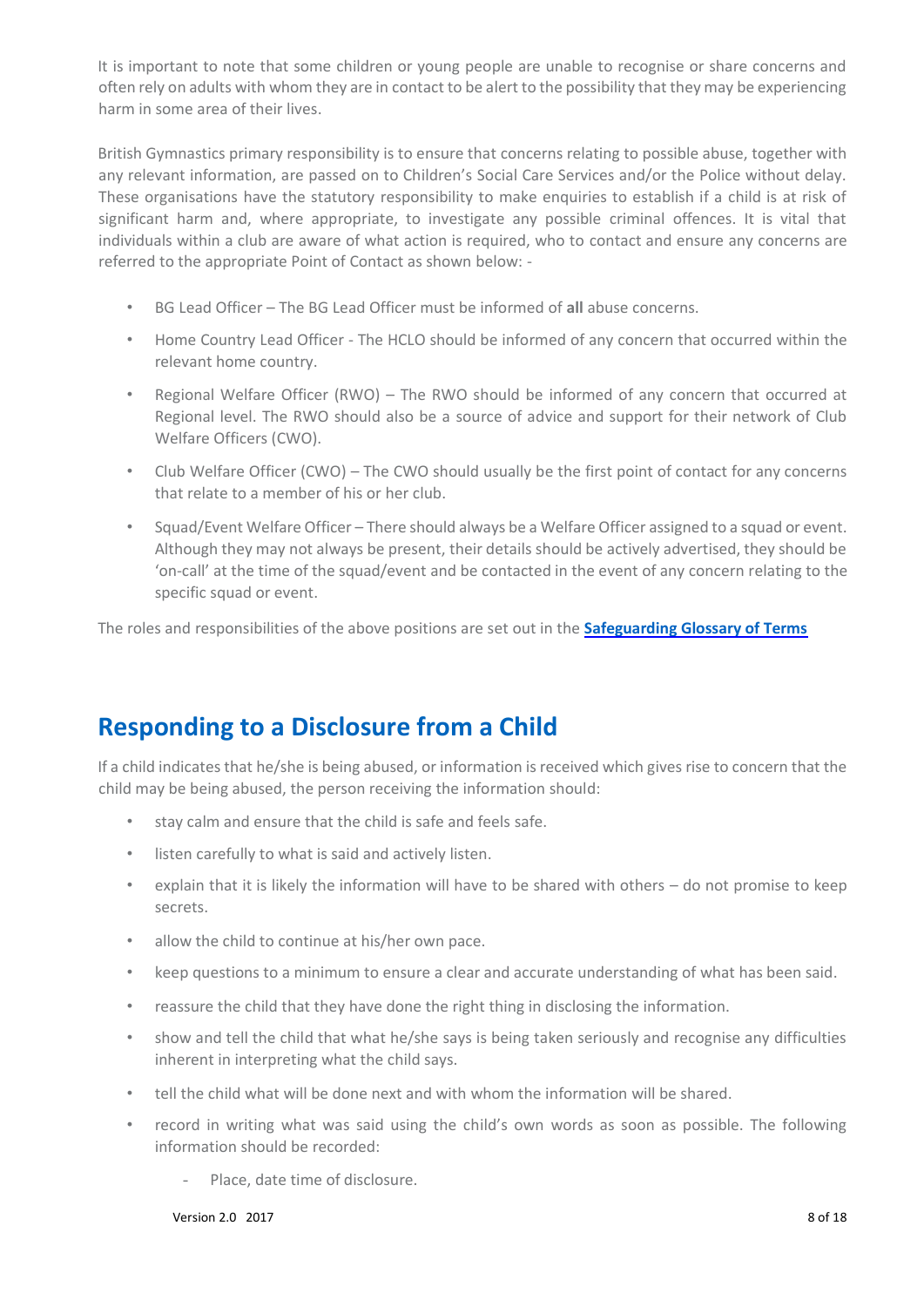It is important to note that some children or young people are unable to recognise or share concerns and often rely on adults with whom they are in contact to be alert to the possibility that they may be experiencing harm in some area of their lives.

British Gymnastics primary responsibility is to ensure that concerns relating to possible abuse, together with any relevant information, are passed on to Children's Social Care Services and/or the Police without delay. These organisations have the statutory responsibility to make enquiries to establish if a child is at risk of significant harm and, where appropriate, to investigate any possible criminal offences. It is vital that individuals within a club are aware of what action is required, who to contact and ensure any concerns are referred to the appropriate Point of Contact as shown below: -

- BG Lead Officer – The BG Lead Officer must be informed of **all** abuse concerns.
- Home Country Lead Officer - The HCLO should be informed of any concern that occurred within the relevant home country.
- Regional Welfare Officer (RWO) – The RWO should be informed of any concern that occurred at Regional level. The RWO should also be a source of advice and support for their network of Club Welfare Officers (CWO).
- Club Welfare Officer (CWO) – The CWO should usually be the first point of contact for any concerns that relate to a member of his or her club.
- Squad/Event Welfare Officer – There should always be a Welfare Officer assigned to a squad or event. Although they may not always be present, their details should be actively advertised, they should be 'on-call' at the time of the squad/event and be contacted in the event of any concern relating to the specific squad or event.

The roles and responsibilities of the above positions are set out in the **Safeguarding Glossary of Terms**

## Responding to a Disclosure from a Child

If a child indicates that he/she is being abused, or information is received which gives rise to concern that the child may be being abused, the person receiving the information should:

- stay calm and ensure that the child is safe and feels safe.
- listen carefully to what is said and actively listen.
- explain that it is likely the information will have to be shared with others – do not promise to keep secrets.
- allow the child to continue at his/her own pace.
- keep questions to a minimum to ensure a clear and accurate understanding of what has been said.
- reassure the child that they have done the right thing in disclosing the information.
- show and tell the child that what he/she says is being taken seriously and recognise any difficulties inherent in interpreting what the child says.
- tell the child what will be done next and with whom the information will be shared.
- record in writing what was said using the child's own words as soon as possible. The following information should be recorded:
    - Place, date time of disclosure.

Version 2.0 2017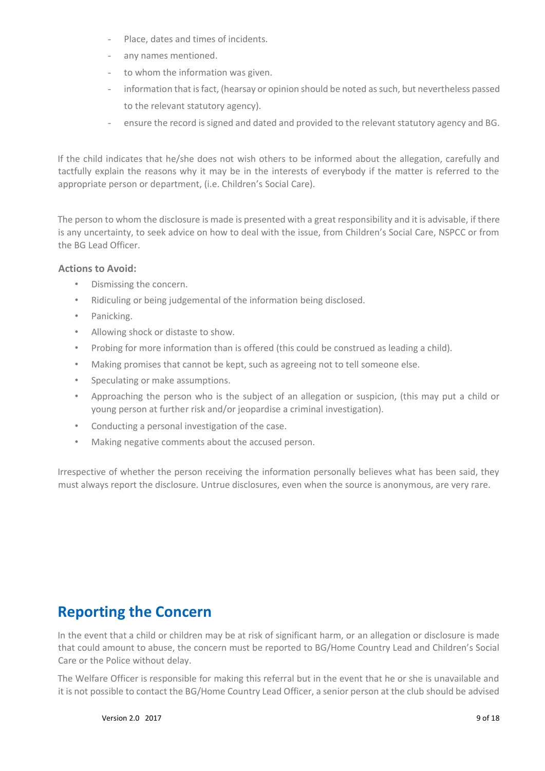- Place, dates and times of incidents.
- any names mentioned.
- to whom the information was given.
- information that is fact, (hearsay or opinion should be noted as such, but nevertheless passed to the relevant statutory agency).
- ensure the record is signed and dated and provided to the relevant statutory agency and BG.

If the child indicates that he/she does not wish others to be informed about the allegation, carefully and tactfully explain the reasons why it may be in the interests of everybody if the matter is referred to the appropriate person or department, (i.e. Children's Social Care).

The person to whom the disclosure is made is presented with a great responsibility and it is advisable, if there is any uncertainty, to seek advice on how to deal with the issue, from Children's Social Care, NSPCC or from the BG Lead Officer.

**Actions to Avoid:**

- Dismissing the concern.
- Ridiculing or being judgemental of the information being disclosed.
- Panicking.
- Allowing shock or distaste to show.
- Probing for more information than is offered (this could be construed as leading a child).
- Making promises that cannot be kept, such as agreeing not to tell someone else.
- Speculating or make assumptions.
- Approaching the person who is the subject of an allegation or suspicion, (this may put a child or young person at further risk and/or jeopardise a criminal investigation).
- Conducting a personal investigation of the case.
- Making negative comments about the accused person.

Irrespective of whether the person receiving the information personally believes what has been said, they must always report the disclosure. Untrue disclosures, even when the source is anonymous, are very rare.

## Reporting the Concern

In the event that a child or children may be at risk of significant harm, or an allegation or disclosure is made that could amount to abuse, the concern must be reported to BG/Home Country Lead and Children's Social Care or the Police without delay.

The Welfare Officer is responsible for making this referral but in the event that he or she is unavailable and it is not possible to contact the BG/Home Country Lead Officer, a senior person at the club should be advised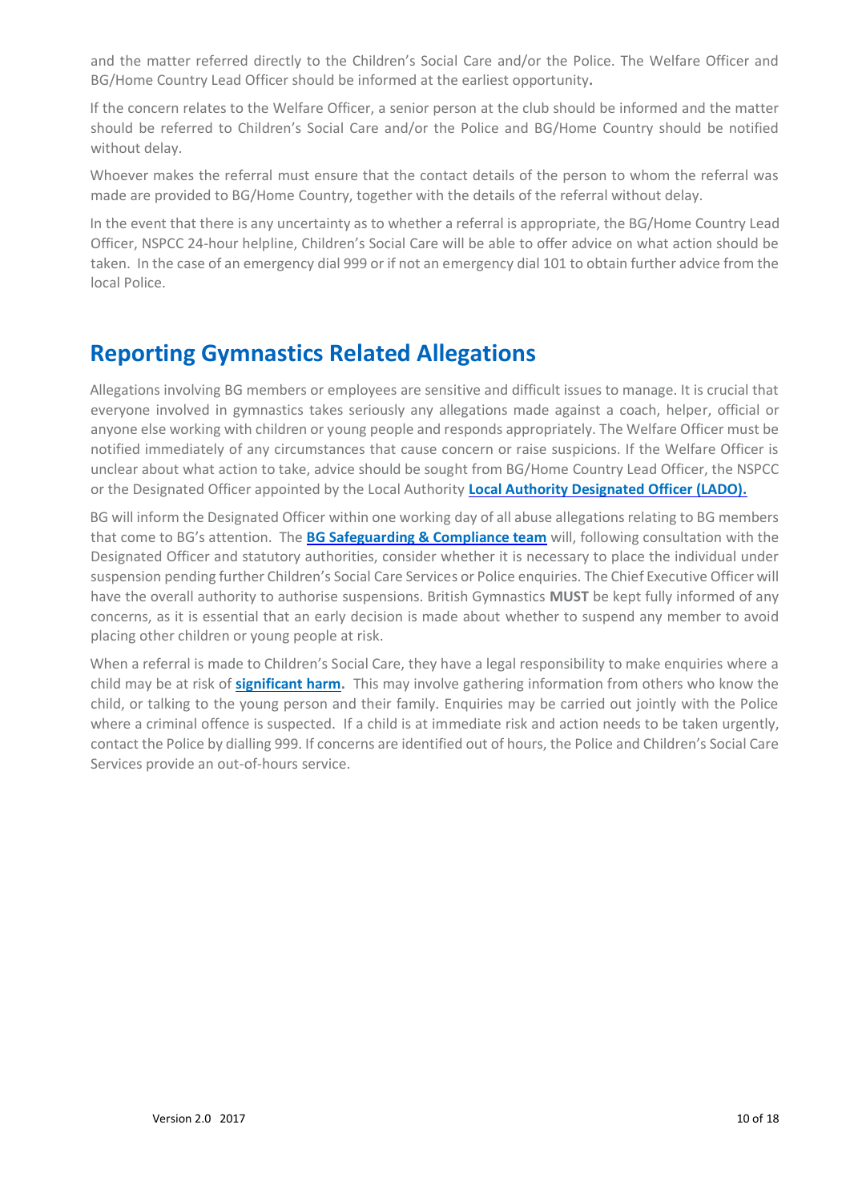and the matter referred directly to the Children's Social Care and/or the Police. The Welfare Officer and BG/Home Country Lead Officer should be informed at the earliest opportunity**.**

If the concern relates to the Welfare Officer, a senior person at the club should be informed and the matter should be referred to Children's Social Care and/or the Police and BG/Home Country should be notified without delay.

Whoever makes the referral must ensure that the contact details of the person to whom the referral was made are provided to BG/Home Country, together with the details of the referral without delay.

In the event that there is any uncertainty as to whether a referral is appropriate, the BG/Home Country Lead Officer, NSPCC 24-hour helpline, Children's Social Care will be able to offer advice on what action should be taken. In the case of an emergency dial 999 or if not an emergency dial 101 to obtain further advice from the local Police.

## Reporting Gymnastics Related Allegations

Allegations involving BG members or employees are sensitive and difficult issues to manage. It is crucial that everyone involved in gymnastics takes seriously any allegations made against a coach, helper, official or anyone else working with children or young people and responds appropriately. The Welfare Officer must be notified immediately of any circumstances that cause concern or raise suspicions. If the Welfare Officer is unclear about what action to take, advice should be sought from BG/Home Country Lead Officer, the NSPCC or the Designated Officer appointed by the Local Authority **Local Authority Designated Officer (LADO).**

BG will inform the Designated Officer within one working day of all abuse allegations relating to BG members that come to BG's attention. The **BG Safeguarding & Compliance team** will, following consultation with the Designated Officer and statutory authorities, consider whether it is necessary to place the individual under suspension pending further Children's Social Care Services or Police enquiries. The Chief Executive Officer will have the overall authority to authorise suspensions. British Gymnastics **MUST** be kept fully informed of any concerns, as it is essential that an early decision is made about whether to suspend any member to avoid placing other children or young people at risk.

When a referral is made to Children's Social Care, they have a legal responsibility to make enquiries where a child may be at risk of **significant harm.** This may involve gathering information from others who know the child, or talking to the young person and their family. Enquiries may be carried out jointly with the Police where a criminal offence is suspected. If a child is at immediate risk and action needs to be taken urgently, contact the Police by dialling 999. If concerns are identified out of hours, the Police and Children's Social Care Services provide an out-of-hours service.

Version 2.0 2017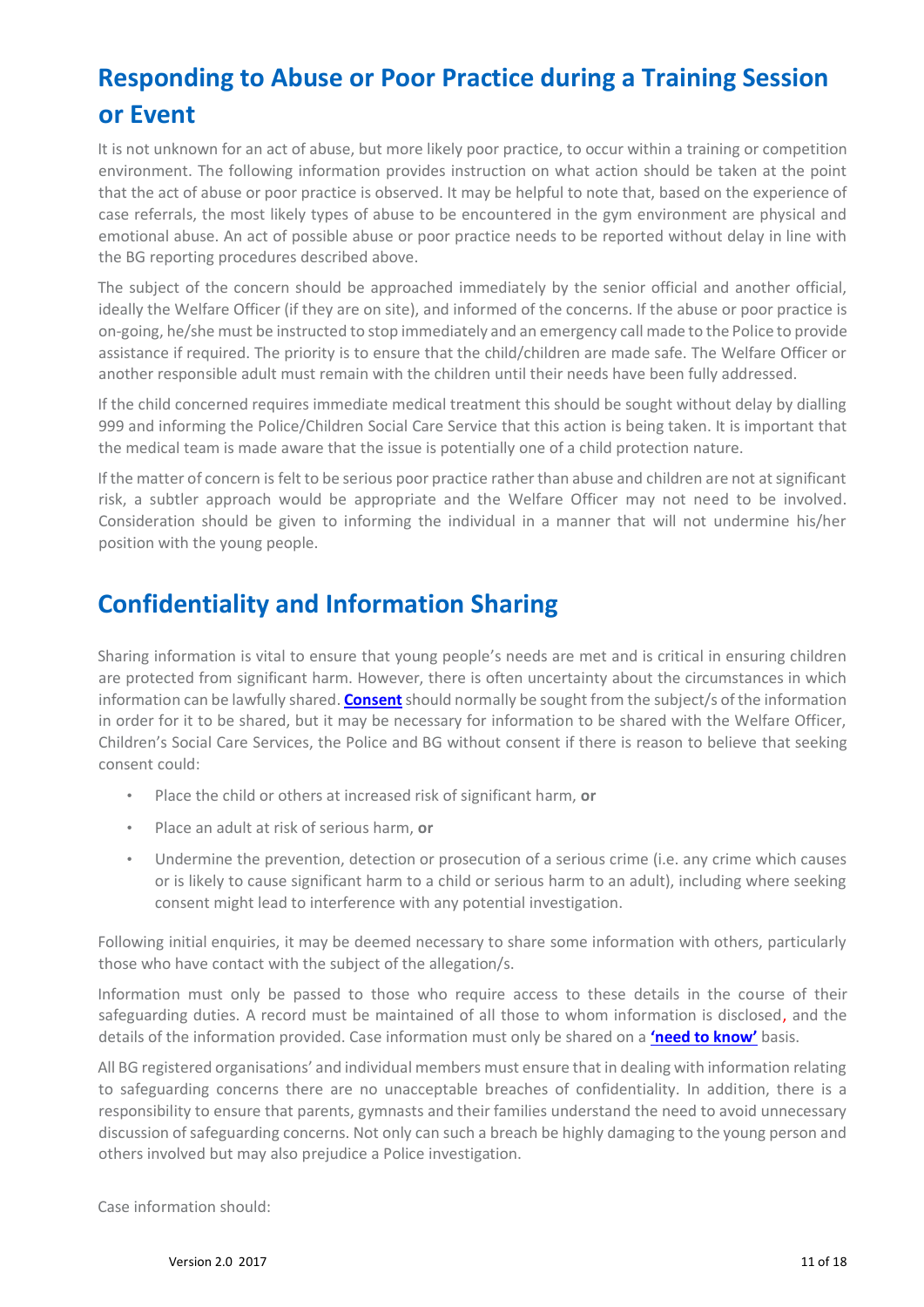## Responding to Abuse or Poor Practice during a Training Session or Event

It is not unknown for an act of abuse, but more likely poor practice, to occur within a training or competition environment. The following information provides instruction on what action should be taken at the point that the act of abuse or poor practice is observed. It may be helpful to note that, based on the experience of case referrals, the most likely types of abuse to be encountered in the gym environment are physical and emotional abuse. An act of possible abuse or poor practice needs to be reported without delay in line with the BG reporting procedures described above.

The subject of the concern should be approached immediately by the senior official and another official, ideally the Welfare Officer (if they are on site), and informed of the concerns. If the abuse or poor practice is on-going, he/she must be instructed to stop immediately and an emergency call made to the Police to provide assistance if required. The priority is to ensure that the child/children are made safe. The Welfare Officer or another responsible adult must remain with the children until their needs have been fully addressed.

If the child concerned requires immediate medical treatment this should be sought without delay by dialling 999 and informing the Police/Children Social Care Service that this action is being taken. It is important that the medical team is made aware that the issue is potentially one of a child protection nature.

If the matter of concern is felt to be serious poor practice rather than abuse and children are not at significant risk, a subtler approach would be appropriate and the Welfare Officer may not need to be involved. Consideration should be given to informing the individual in a manner that will not undermine his/her position with the young people.

## Confidentiality and Information Sharing

Sharing information is vital to ensure that young people's needs are met and is critical in ensuring children are protected from significant harm. However, there is often uncertainty about the circumstances in which information can be lawfully shared. **Consent** should normally be sought from the subject/s of the information in order for it to be shared, but it may be necessary for information to be shared with the Welfare Officer, Children's Social Care Services, the Police and BG without consent if there is reason to believe that seeking consent could:

- Place the child or others at increased risk of significant harm, **or**
- Place an adult at risk of serious harm, **or**
- Undermine the prevention, detection or prosecution of a serious crime (i.e. any crime which causes or is likely to cause significant harm to a child or serious harm to an adult), including where seeking consent might lead to interference with any potential investigation.

Following initial enquiries, it may be deemed necessary to share some information with others, particularly those who have contact with the subject of the allegation/s.

Information must only be passed to those who require access to these details in the course of their safeguarding duties. A record must be maintained of all those to whom information is disclosed, and the details of the information provided. Case information must only be shared on a **'need to know'** basis.

All BG registered organisations' and individual members must ensure that in dealing with information relating to safeguarding concerns there are no unacceptable breaches of confidentiality. In addition, there is a responsibility to ensure that parents, gymnasts and their families understand the need to avoid unnecessary discussion of safeguarding concerns. Not only can such a breach be highly damaging to the young person and others involved but may also prejudice a Police investigation.

Case information should: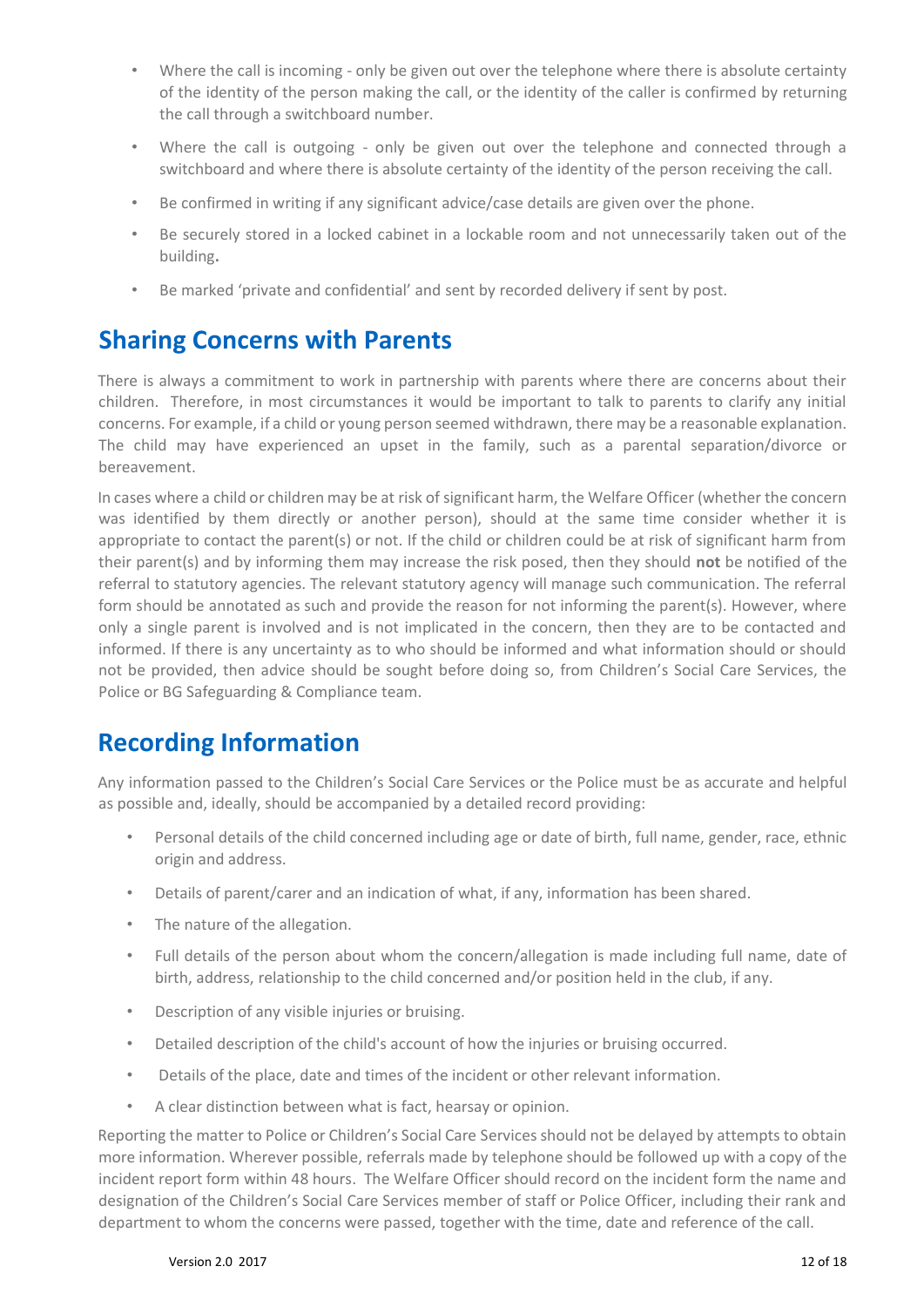- Where the call is incoming - only be given out over the telephone where there is absolute certainty of the identity of the person making the call, or the identity of the caller is confirmed by returning the call through a switchboard number.
- Where the call is outgoing - only be given out over the telephone and connected through a switchboard and where there is absolute certainty of the identity of the person receiving the call.
- Be confirmed in writing if any significant advice/case details are given over the phone.
- Be securely stored in a locked cabinet in a lockable room and not unnecessarily taken out of the building.
- Be marked 'private and confidential' and sent by recorded delivery if sent by post.

## Sharing Concerns with Parents

There is always a commitment to work in partnership with parents where there are concerns about their children. Therefore, in most circumstances it would be important to talk to parents to clarify any initial concerns. For example, if a child or young person seemed withdrawn, there may be a reasonable explanation. The child may have experienced an upset in the family, such as a parental separation/divorce or bereavement.

In cases where a child or children may be at risk of significant harm, the Welfare Officer (whether the concern was identified by them directly or another person), should at the same time consider whether it is appropriate to contact the parent(s) or not. If the child or children could be at risk of significant harm from their parent(s) and by informing them may increase the risk posed, then they should **not** be notified of the referral to statutory agencies. The relevant statutory agency will manage such communication. The referral form should be annotated as such and provide the reason for not informing the parent(s). However, where only a single parent is involved and is not implicated in the concern, then they are to be contacted and informed. If there is any uncertainty as to who should be informed and what information should or should not be provided, then advice should be sought before doing so, from Children's Social Care Services, the Police or BG Safeguarding & Compliance team.

## Recording Information

Any information passed to the Children's Social Care Services or the Police must be as accurate and helpful as possible and, ideally, should be accompanied by a detailed record providing:

- Personal details of the child concerned including age or date of birth, full name, gender, race, ethnic origin and address.
- Details of parent/carer and an indication of what, if any, information has been shared.
- The nature of the allegation.
- Full details of the person about whom the concern/allegation is made including full name, date of birth, address, relationship to the child concerned and/or position held in the club, if any.
- Description of any visible injuries or bruising.
- Detailed description of the child's account of how the injuries or bruising occurred.
- Details of the place, date and times of the incident or other relevant information.
- A clear distinction between what is fact, hearsay or opinion.

Reporting the matter to Police or Children's Social Care Services should not be delayed by attempts to obtain more information. Wherever possible, referrals made by telephone should be followed up with a copy of the incident report form within 48 hours. The Welfare Officer should record on the incident form the name and designation of the Children's Social Care Services member of staff or Police Officer, including their rank and department to whom the concerns were passed, together with the time, date and reference of the call.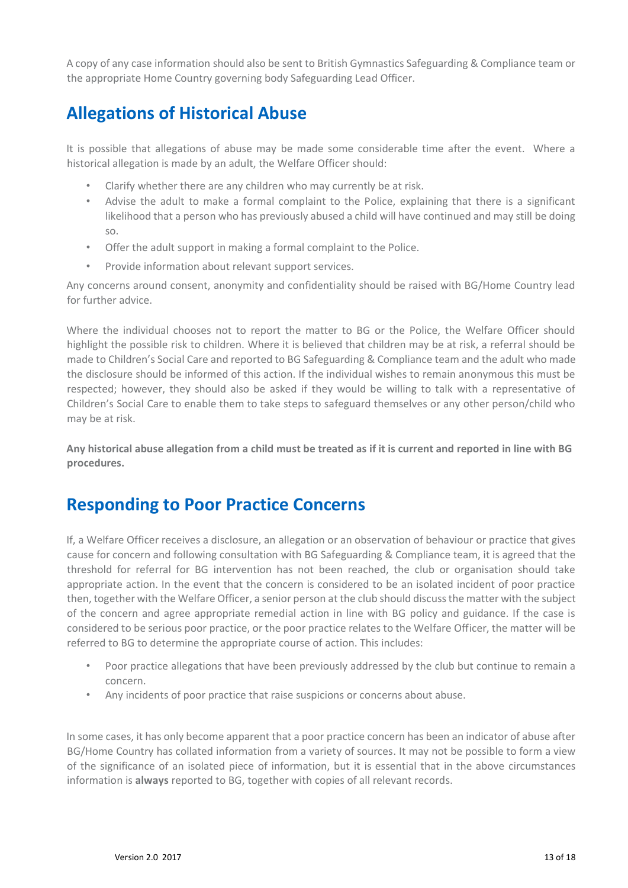A copy of any case information should also be sent to British Gymnastics Safeguarding & Compliance team or the appropriate Home Country governing body Safeguarding Lead Officer.

## Allegations of Historical Abuse

It is possible that allegations of abuse may be made some considerable time after the event. Where a historical allegation is made by an adult, the Welfare Officer should:

- Clarify whether there are any children who may currently be at risk.
- Advise the adult to make a formal complaint to the Police, explaining that there is a significant likelihood that a person who has previously abused a child will have continued and may still be doing so.
- Offer the adult support in making a formal complaint to the Police.
- Provide information about relevant support services.

Any concerns around consent, anonymity and confidentiality should be raised with BG/Home Country lead for further advice.

Where the individual chooses not to report the matter to BG or the Police, the Welfare Officer should highlight the possible risk to children. Where it is believed that children may be at risk, a referral should be made to Children's Social Care and reported to BG Safeguarding & Compliance team and the adult who made the disclosure should be informed of this action. If the individual wishes to remain anonymous this must be respected; however, they should also be asked if they would be willing to talk with a representative of Children's Social Care to enable them to take steps to safeguard themselves or any other person/child who may be at risk.

**Any historical abuse allegation from a child must be treated as if it is current and reported in line with BG procedures.**

## Responding to Poor Practice Concerns

If, a Welfare Officer receives a disclosure, an allegation or an observation of behaviour or practice that gives cause for concern and following consultation with BG Safeguarding & Compliance team, it is agreed that the threshold for referral for BG intervention has not been reached, the club or organisation should take appropriate action. In the event that the concern is considered to be an isolated incident of poor practice then, together with the Welfare Officer, a senior person at the club should discuss the matter with the subject of the concern and agree appropriate remedial action in line with BG policy and guidance. If the case is considered to be serious poor practice, or the poor practice relates to the Welfare Officer, the matter will be referred to BG to determine the appropriate course of action. This includes:

- Poor practice allegations that have been previously addressed by the club but continue to remain a concern.
- Any incidents of poor practice that raise suspicions or concerns about abuse.

In some cases, it has only become apparent that a poor practice concern has been an indicator of abuse after BG/Home Country has collated information from a variety of sources. It may not be possible to form a view of the significance of an isolated piece of information, but it is essential that in the above circumstances information is **always** reported to BG, together with copies of all relevant records.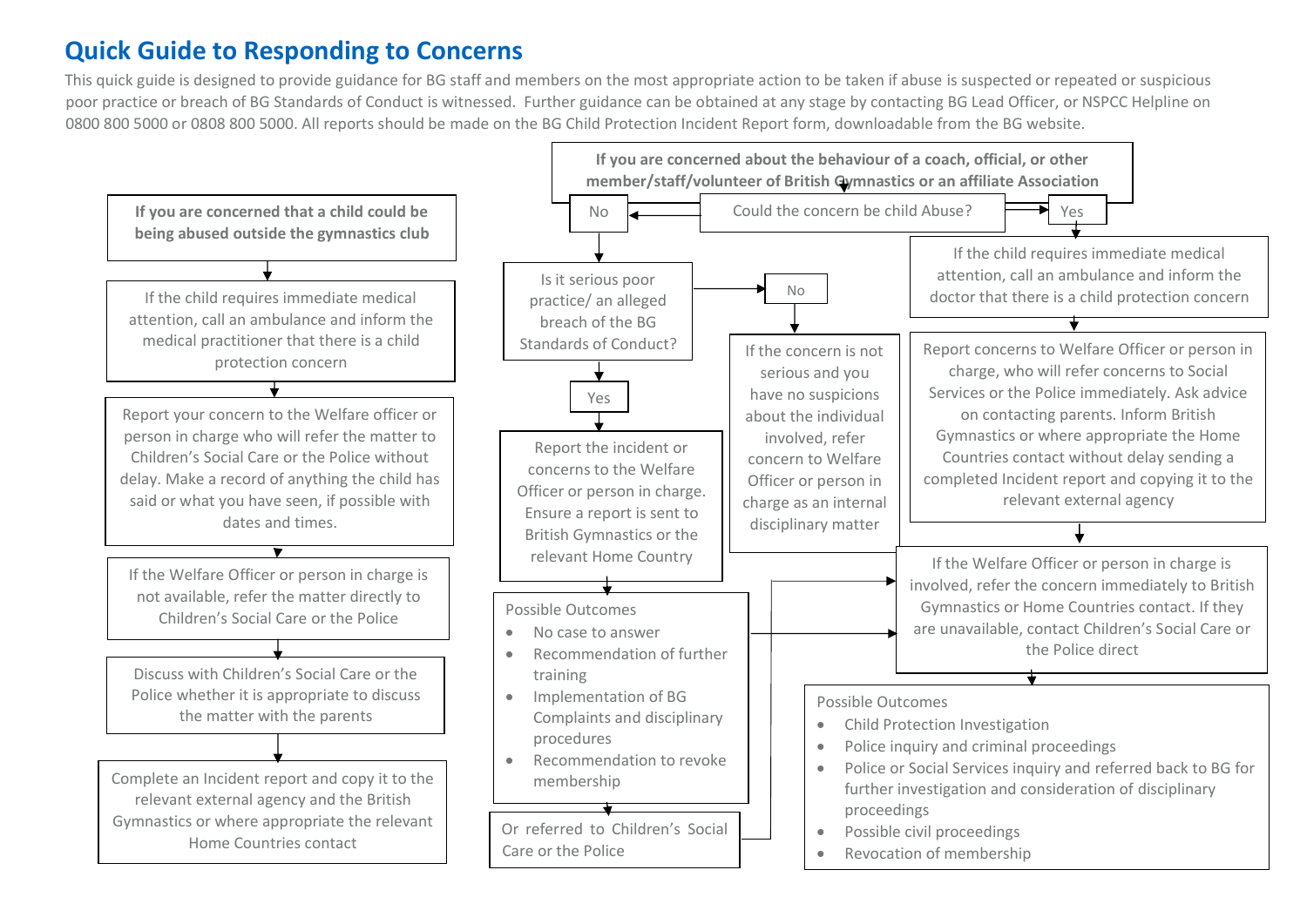# Quick Guide to Responding to Concerns

This quick guide is designed to provide guidance for BG staff and members on the most appropriate action to be taken if abuse is suspected or repeated or suspicious poor practice or breach of BG Standards of Conduct is witnessed. Further guidance can be obtained at any stage by contacting BG Lead Officer, or NSPCC Helpline on 0800 800 5000 or 0808 800 5000. All reports should be made on the BG Child Protection Incident Report form, downloadable from the BG website.

## If you are concerned that a child could be being abused outside the gymnastics club

1. If the child requires immediate medical attention, call an ambulance and inform the medical practitioner that there is a child protection concern
2. Report your concern to the Welfare officer or person in charge who will refer the matter to Children's Social Care or the Police without delay. Make a record of anything the child has said or what you have seen, if possible with dates and times.
3. If the Welfare Officer or person in charge is not available, refer the matter directly to Children's Social Care or the Police
4. Discuss with Children's Social Care or the Police whether it is appropriate to discuss the matter with the parents
5. Complete an Incident report and copy it to the relevant external agency and the British Gymnastics or where appropriate the relevant Home Countries contact

## If you are concerned about the behaviour of a coach, official, or other member/staff/volunteer of British Gymnastics or an affiliate Association

**Could the concern be child Abuse?**

### No

**Is it serious poor practice/ an alleged breach of the BG Standards of Conduct?**

- **No:** If the concern is not serious and you have no suspicions about the individual involved, refer concern to Welfare Officer or person in charge as an internal disciplinary matter
- **Yes:** Report the incident or concerns to the Welfare Officer or person in charge. Ensure a report is sent to British Gymnastics or the relevant Home Country

Possible Outcomes

- No case to answer
- Recommendation of further training
- Implementation of BG Complaints and disciplinary procedures
- Recommendation to revoke membership

Or referred to Children's Social Care or the Police (see: If the Welfare Officer or person in charge is involved…)

### Yes

1. If the child requires immediate medical attention, call an ambulance and inform the doctor that there is a child protection concern
2. Report concerns to Welfare Officer or person in charge, who will refer concerns to Social Services or the Police immediately. Ask advice on contacting parents. Inform British Gymnastics or where appropriate the Home Countries contact without delay sending a completed Incident report and copying it to the relevant external agency
3. If the Welfare Officer or person in charge is involved, refer the concern immediately to British Gymnastics or Home Countries contact. If they are unavailable, contact Children's Social Care or the Police direct

Possible Outcomes

- Child Protection Investigation
- Police inquiry and criminal proceedings
- Police or Social Services inquiry and referred back to BG for further investigation and consideration of disciplinary proceedings
- Possible civil proceedings
- Revocation of membership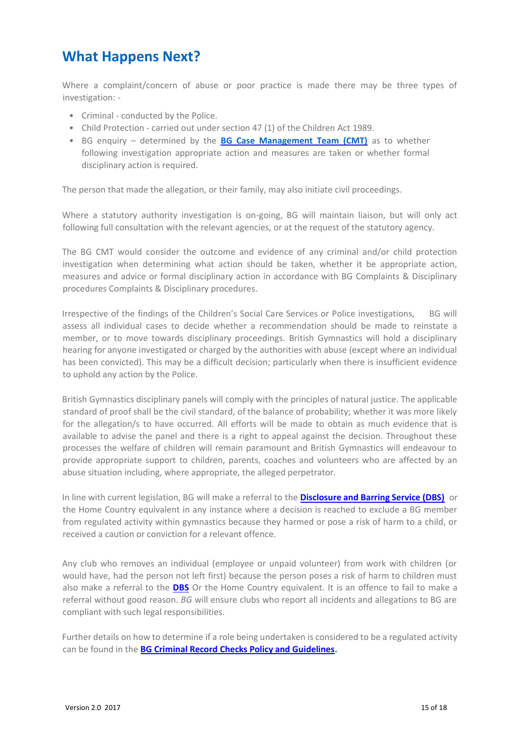## What Happens Next?

Where a complaint/concern of abuse or poor practice is made there may be three types of investigation: -

- Criminal - conducted by the Police.
- Child Protection - carried out under section 47 (1) of the Children Act 1989.
- BG enquiry – determined by the **BG Case Management Team (CMT)** as to whether following investigation appropriate action and measures are taken or whether formal disciplinary action is required.

The person that made the allegation, or their family, may also initiate civil proceedings.

Where a statutory authority investigation is on-going, BG will maintain liaison, but will only act following full consultation with the relevant agencies, or at the request of the statutory agency.

The BG CMT would consider the outcome and evidence of any criminal and/or child protection investigation when determining what action should be taken, whether it be appropriate action, measures and advice or formal disciplinary action in accordance with BG Complaints & Disciplinary procedures Complaints & Disciplinary procedures.

Irrespective of the findings of the Children's Social Care Services or Police investigations, BG will assess all individual cases to decide whether a recommendation should be made to reinstate a member, or to move towards disciplinary proceedings. British Gymnastics will hold a disciplinary hearing for anyone investigated or charged by the authorities with abuse (except where an individual has been convicted). This may be a difficult decision; particularly when there is insufficient evidence to uphold any action by the Police.

British Gymnastics disciplinary panels will comply with the principles of natural justice. The applicable standard of proof shall be the civil standard, of the balance of probability; whether it was more likely for the allegation/s to have occurred. All efforts will be made to obtain as much evidence that is available to advise the panel and there is a right to appeal against the decision. Throughout these processes the welfare of children will remain paramount and British Gymnastics will endeavour to provide appropriate support to children, parents, coaches and volunteers who are affected by an abuse situation including, where appropriate, the alleged perpetrator.

In line with current legislation, BG will make a referral to the **Disclosure and Barring Service (DBS)** or the Home Country equivalent in any instance where a decision is reached to exclude a BG member from regulated activity within gymnastics because they harmed or pose a risk of harm to a child, or received a caution or conviction for a relevant offence.

Any club who removes an individual (employee or unpaid volunteer) from work with children (or would have, had the person not left first) because the person poses a risk of harm to children must also make a referral to the **DBS** Or the Home Country equivalent. It is an offence to fail to make a referral without good reason. *BG* will ensure clubs who report all incidents and allegations to BG are compliant with such legal responsibilities.

Further details on how to determine if a role being undertaken is considered to be a regulated activity can be found in the **BG Criminal Record Checks Policy and Guidelines**.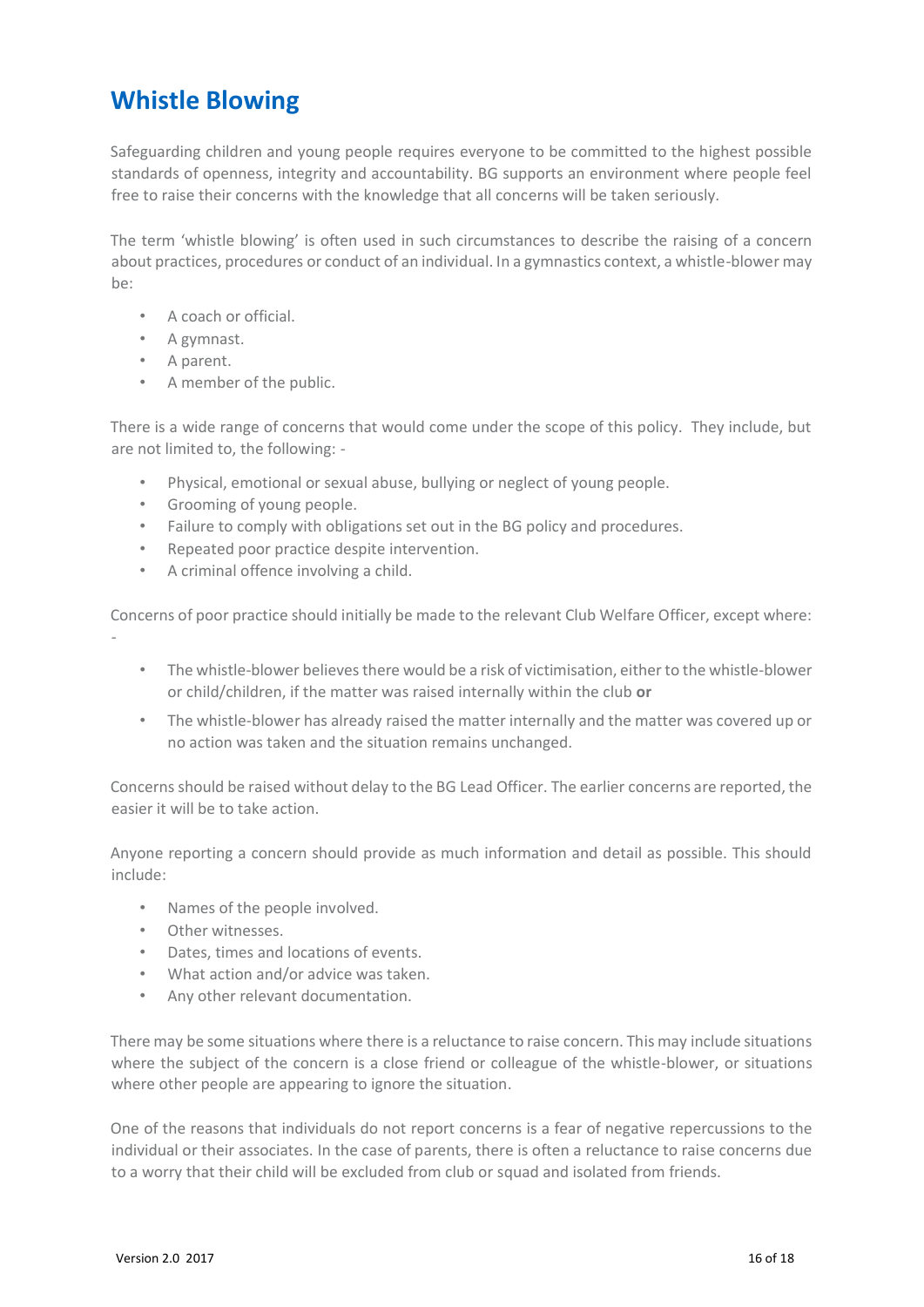# Whistle Blowing

Safeguarding children and young people requires everyone to be committed to the highest possible standards of openness, integrity and accountability. BG supports an environment where people feel free to raise their concerns with the knowledge that all concerns will be taken seriously.

The term 'whistle blowing' is often used in such circumstances to describe the raising of a concern about practices, procedures or conduct of an individual. In a gymnastics context, a whistle-blower may be:

- A coach or official.
- A gymnast.
- A parent.
- A member of the public.

There is a wide range of concerns that would come under the scope of this policy. They include, but are not limited to, the following: -

- Physical, emotional or sexual abuse, bullying or neglect of young people.
- Grooming of young people.
- Failure to comply with obligations set out in the BG policy and procedures.
- Repeated poor practice despite intervention.
- A criminal offence involving a child.

Concerns of poor practice should initially be made to the relevant Club Welfare Officer, except where: -

- The whistle-blower believes there would be a risk of victimisation, either to the whistle-blower or child/children, if the matter was raised internally within the club **or**
- The whistle-blower has already raised the matter internally and the matter was covered up or no action was taken and the situation remains unchanged.

Concerns should be raised without delay to the BG Lead Officer. The earlier concerns are reported, the easier it will be to take action.

Anyone reporting a concern should provide as much information and detail as possible. This should include:

- Names of the people involved.
- Other witnesses.
- Dates, times and locations of events.
- What action and/or advice was taken.
- Any other relevant documentation.

There may be some situations where there is a reluctance to raise concern. This may include situations where the subject of the concern is a close friend or colleague of the whistle-blower, or situations where other people are appearing to ignore the situation.

One of the reasons that individuals do not report concerns is a fear of negative repercussions to the individual or their associates. In the case of parents, there is often a reluctance to raise concerns due to a worry that their child will be excluded from club or squad and isolated from friends.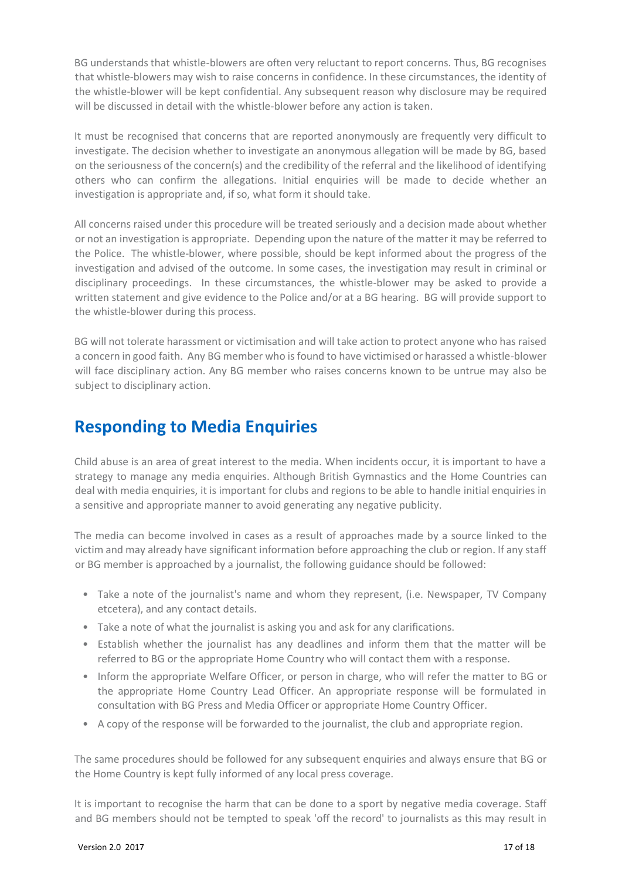BG understands that whistle-blowers are often very reluctant to report concerns. Thus, BG recognises that whistle-blowers may wish to raise concerns in confidence. In these circumstances, the identity of the whistle-blower will be kept confidential. Any subsequent reason why disclosure may be required will be discussed in detail with the whistle-blower before any action is taken.

It must be recognised that concerns that are reported anonymously are frequently very difficult to investigate. The decision whether to investigate an anonymous allegation will be made by BG, based on the seriousness of the concern(s) and the credibility of the referral and the likelihood of identifying others who can confirm the allegations. Initial enquiries will be made to decide whether an investigation is appropriate and, if so, what form it should take.

All concerns raised under this procedure will be treated seriously and a decision made about whether or not an investigation is appropriate. Depending upon the nature of the matter it may be referred to the Police. The whistle-blower, where possible, should be kept informed about the progress of the investigation and advised of the outcome. In some cases, the investigation may result in criminal or disciplinary proceedings. In these circumstances, the whistle-blower may be asked to provide a written statement and give evidence to the Police and/or at a BG hearing. BG will provide support to the whistle-blower during this process.

BG will not tolerate harassment or victimisation and will take action to protect anyone who has raised a concern in good faith. Any BG member who is found to have victimised or harassed a whistle-blower will face disciplinary action. Any BG member who raises concerns known to be untrue may also be subject to disciplinary action.

## Responding to Media Enquiries

Child abuse is an area of great interest to the media. When incidents occur, it is important to have a strategy to manage any media enquiries. Although British Gymnastics and the Home Countries can deal with media enquiries, it is important for clubs and regions to be able to handle initial enquiries in a sensitive and appropriate manner to avoid generating any negative publicity.

The media can become involved in cases as a result of approaches made by a source linked to the victim and may already have significant information before approaching the club or region. If any staff or BG member is approached by a journalist, the following guidance should be followed:

- Take a note of the journalist's name and whom they represent, (i.e. Newspaper, TV Company etcetera), and any contact details.
- Take a note of what the journalist is asking you and ask for any clarifications.
- Establish whether the journalist has any deadlines and inform them that the matter will be referred to BG or the appropriate Home Country who will contact them with a response.
- Inform the appropriate Welfare Officer, or person in charge, who will refer the matter to BG or the appropriate Home Country Lead Officer. An appropriate response will be formulated in consultation with BG Press and Media Officer or appropriate Home Country Officer.
- A copy of the response will be forwarded to the journalist, the club and appropriate region.

The same procedures should be followed for any subsequent enquiries and always ensure that BG or the Home Country is kept fully informed of any local press coverage.

It is important to recognise the harm that can be done to a sport by negative media coverage. Staff and BG members should not be tempted to speak 'off the record' to journalists as this may result in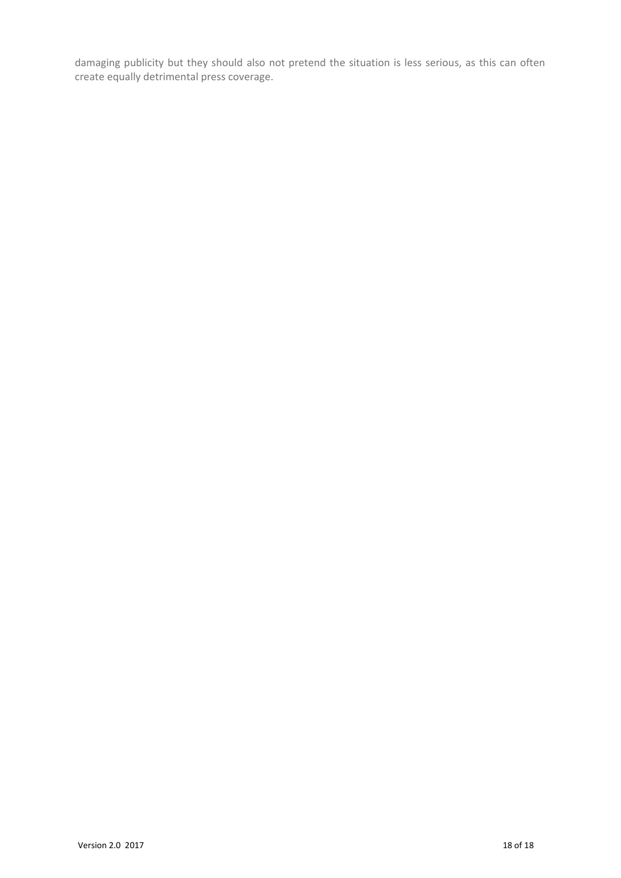damaging publicity but they should also not pretend the situation is less serious, as this can often create equally detrimental press coverage.